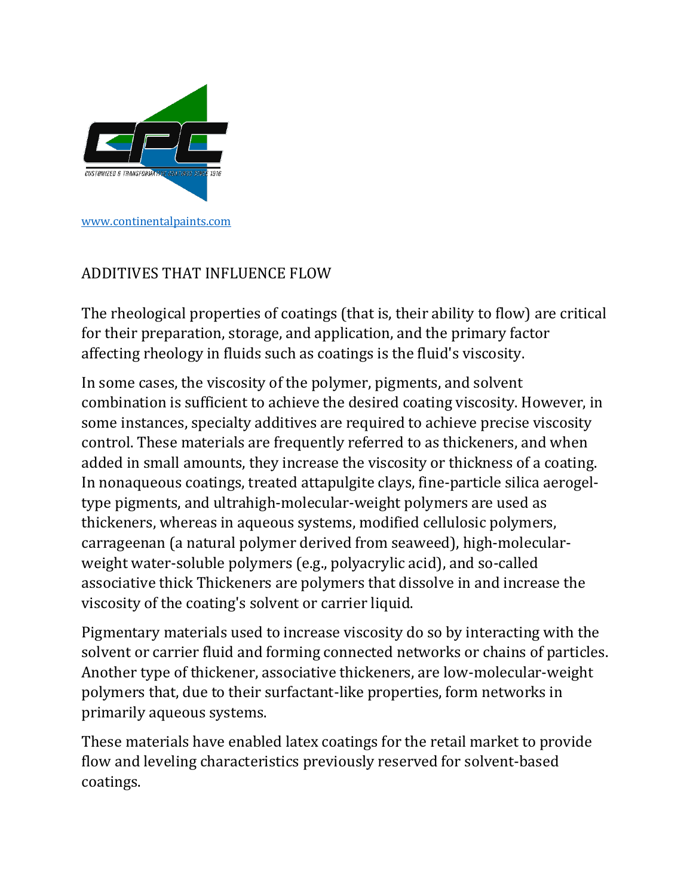www.continentalpaints.com

# ADDITIVES THAT INFLUENCE FLOW

The rheological properties of coatings (that is, their ability to flow) are critical for their preparation, storage, and application, and the primary factor affecting rheology in fluids such as coatings is the fluid's viscosity.

In some cases, the viscosity of the polymer, pigments, and solvent combination is sufficient to achieve the desired coating viscosity. However, in some instances, specialty additives are required to achieve precise viscosity control. These materials are frequently referred to as thickeners, and when added in small amounts, they increase the viscosity or thickness of a coating. In nonaqueous coatings, treated attapulgite clays, fine-particle silica aerogel-type pigments, and ultrahigh-molecular-weight polymers are used as thickeners, whereas in aqueous systems, modified cellulosic polymers, carrageenan (a natural polymer derived from seaweed), high-molecular-weight water-soluble polymers (e.g., polyacrylic acid), and so-called associative thick Thickeners are polymers that dissolve in and increase the viscosity of the coating's solvent or carrier liquid.

Pigmentary materials used to increase viscosity do so by interacting with the solvent or carrier fluid and forming connected networks or chains of particles. Another type of thickener, associative thickeners, are low-molecular-weight polymers that, due to their surfactant-like properties, form networks in primarily aqueous systems.

These materials have enabled latex coatings for the retail market to provide flow and leveling characteristics previously reserved for solvent-based coatings.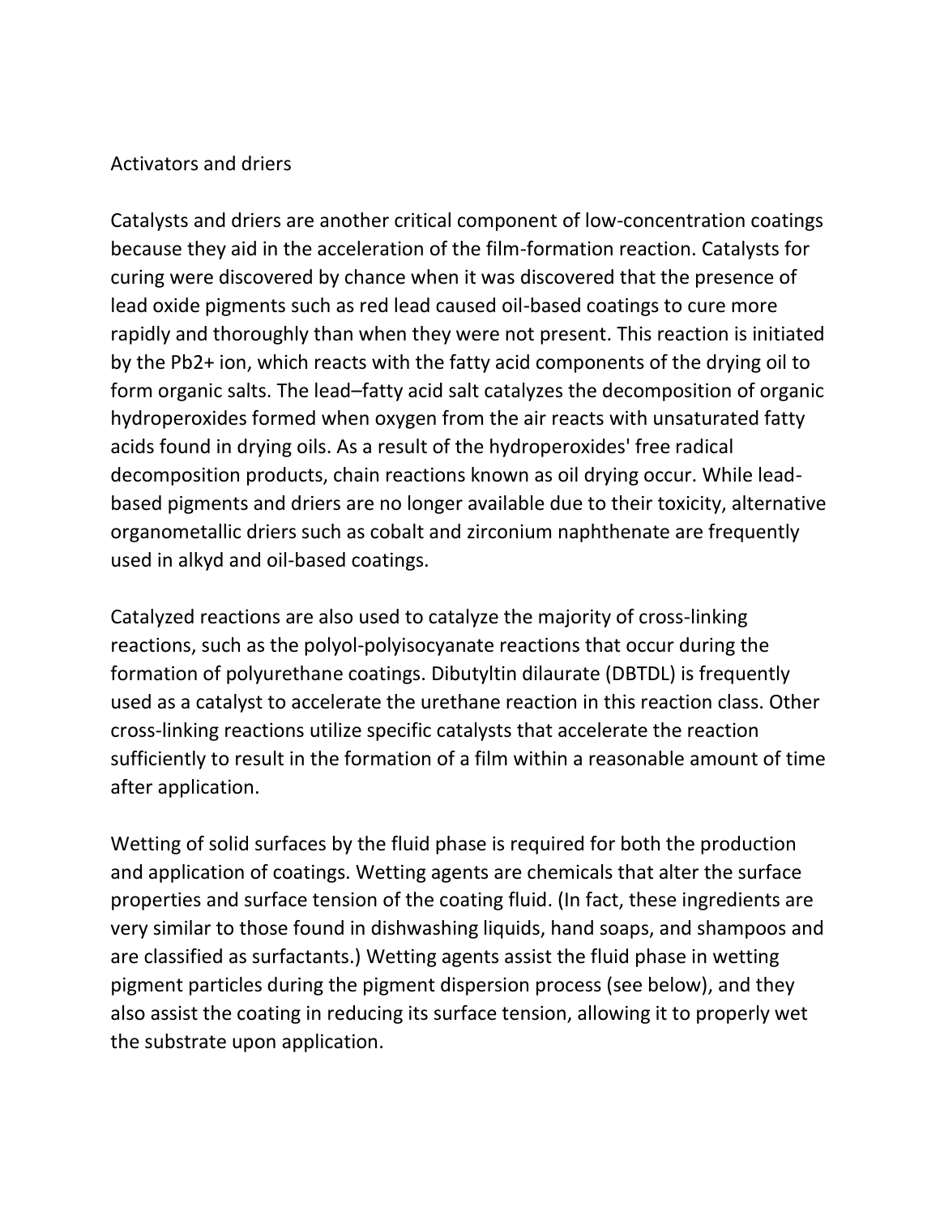## Activators and driers

Catalysts and driers are another critical component of low-concentration coatings because they aid in the acceleration of the film-formation reaction. Catalysts for curing were discovered by chance when it was discovered that the presence of lead oxide pigments such as red lead caused oil-based coatings to cure more rapidly and thoroughly than when they were not present. This reaction is initiated by the $Pb^{2+}$ ion, which reacts with the fatty acid components of the drying oil to form organic salts. The lead–fatty acid salt catalyzes the decomposition of organic hydroperoxides formed when oxygen from the air reacts with unsaturated fatty acids found in drying oils. As a result of the hydroperoxides' free radical decomposition products, chain reactions known as oil drying occur. While lead-based pigments and driers are no longer available due to their toxicity, alternative organometallic driers such as cobalt and zirconium naphthenate are frequently used in alkyd and oil-based coatings.

Catalyzed reactions are also used to catalyze the majority of cross-linking reactions, such as the polyol-polyisocyanate reactions that occur during the formation of polyurethane coatings. Dibutyltin dilaurate (DBTDL) is frequently used as a catalyst to accelerate the urethane reaction in this reaction class. Other cross-linking reactions utilize specific catalysts that accelerate the reaction sufficiently to result in the formation of a film within a reasonable amount of time after application.

Wetting of solid surfaces by the fluid phase is required for both the production and application of coatings. Wetting agents are chemicals that alter the surface properties and surface tension of the coating fluid. (In fact, these ingredients are very similar to those found in dishwashing liquids, hand soaps, and shampoos and are classified as surfactants.) Wetting agents assist the fluid phase in wetting pigment particles during the pigment dispersion process (see below), and they also assist the coating in reducing its surface tension, allowing it to properly wet the substrate upon application.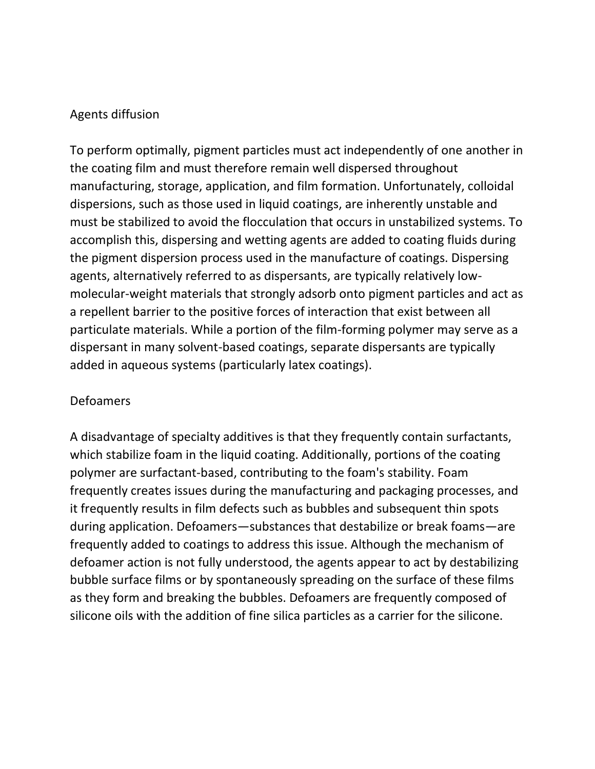## Agents diffusion

To perform optimally, pigment particles must act independently of one another in the coating film and must therefore remain well dispersed throughout manufacturing, storage, application, and film formation. Unfortunately, colloidal dispersions, such as those used in liquid coatings, are inherently unstable and must be stabilized to avoid the flocculation that occurs in unstabilized systems. To accomplish this, dispersing and wetting agents are added to coating fluids during the pigment dispersion process used in the manufacture of coatings. Dispersing agents, alternatively referred to as dispersants, are typically relatively low-molecular-weight materials that strongly adsorb onto pigment particles and act as a repellent barrier to the positive forces of interaction that exist between all particulate materials. While a portion of the film-forming polymer may serve as a dispersant in many solvent-based coatings, separate dispersants are typically added in aqueous systems (particularly latex coatings).

## Defoamers

A disadvantage of specialty additives is that they frequently contain surfactants, which stabilize foam in the liquid coating. Additionally, portions of the coating polymer are surfactant-based, contributing to the foam's stability. Foam frequently creates issues during the manufacturing and packaging processes, and it frequently results in film defects such as bubbles and subsequent thin spots during application. Defoamers—substances that destabilize or break foams—are frequently added to coatings to address this issue. Although the mechanism of defoamer action is not fully understood, the agents appear to act by destabilizing bubble surface films or by spontaneously spreading on the surface of these films as they form and breaking the bubbles. Defoamers are frequently composed of silicone oils with the addition of fine silica particles as a carrier for the silicone.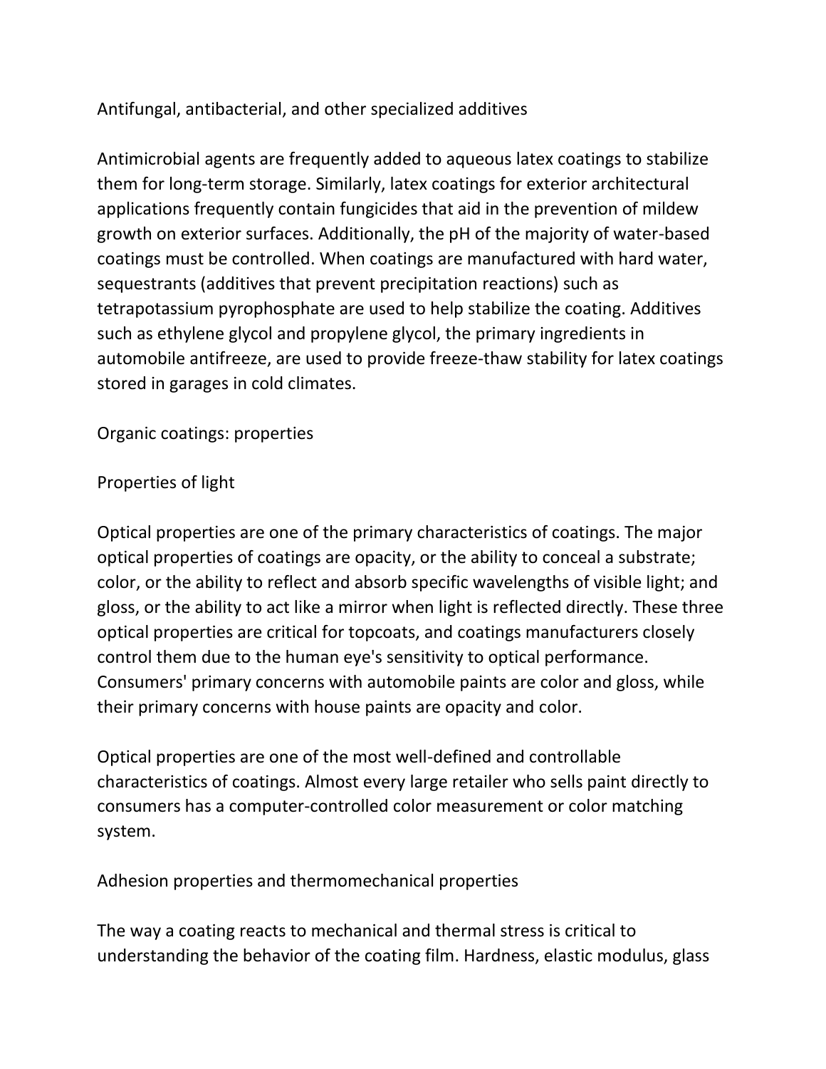## Antifungal, antibacterial, and other specialized additives

Antimicrobial agents are frequently added to aqueous latex coatings to stabilize them for long-term storage. Similarly, latex coatings for exterior architectural applications frequently contain fungicides that aid in the prevention of mildew growth on exterior surfaces. Additionally, the pH of the majority of water-based coatings must be controlled. When coatings are manufactured with hard water, sequestrants (additives that prevent precipitation reactions) such as tetrapotassium pyrophosphate are used to help stabilize the coating. Additives such as ethylene glycol and propylene glycol, the primary ingredients in automobile antifreeze, are used to provide freeze-thaw stability for latex coatings stored in garages in cold climates.

# Organic coatings: properties

## Properties of light

Optical properties are one of the primary characteristics of coatings. The major optical properties of coatings are opacity, or the ability to conceal a substrate; color, or the ability to reflect and absorb specific wavelengths of visible light; and gloss, or the ability to act like a mirror when light is reflected directly. These three optical properties are critical for topcoats, and coatings manufacturers closely control them due to the human eye's sensitivity to optical performance. Consumers' primary concerns with automobile paints are color and gloss, while their primary concerns with house paints are opacity and color.

Optical properties are one of the most well-defined and controllable characteristics of coatings. Almost every large retailer who sells paint directly to consumers has a computer-controlled color measurement or color matching system.

## Adhesion properties and thermomechanical properties

The way a coating reacts to mechanical and thermal stress is critical to understanding the behavior of the coating film. Hardness, elastic modulus, glass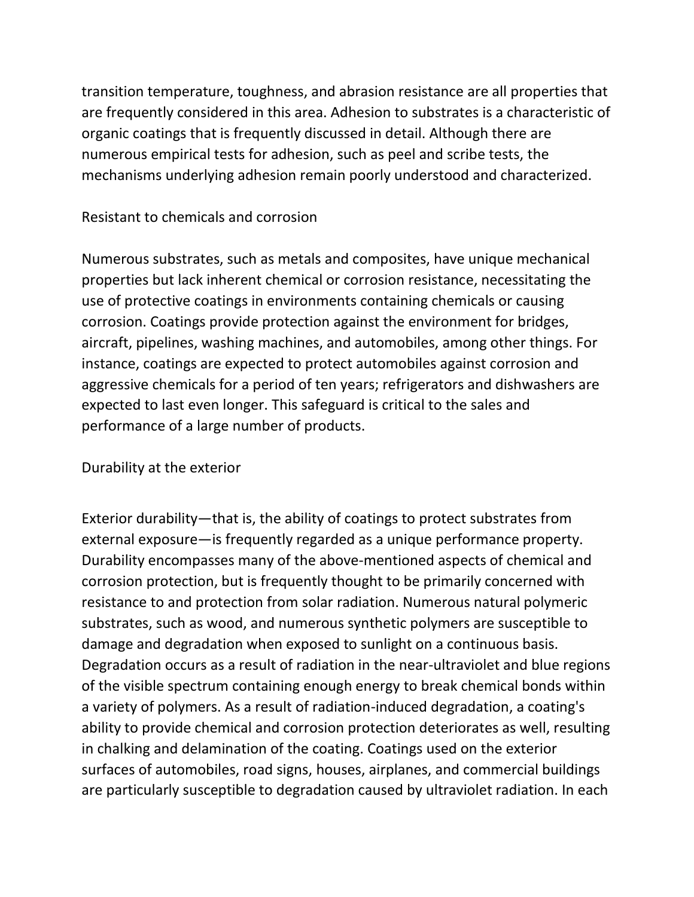transition temperature, toughness, and abrasion resistance are all properties that are frequently considered in this area. Adhesion to substrates is a characteristic of organic coatings that is frequently discussed in detail. Although there are numerous empirical tests for adhesion, such as peel and scribe tests, the mechanisms underlying adhesion remain poorly understood and characterized.

## Resistant to chemicals and corrosion

Numerous substrates, such as metals and composites, have unique mechanical properties but lack inherent chemical or corrosion resistance, necessitating the use of protective coatings in environments containing chemicals or causing corrosion. Coatings provide protection against the environment for bridges, aircraft, pipelines, washing machines, and automobiles, among other things. For instance, coatings are expected to protect automobiles against corrosion and aggressive chemicals for a period of ten years; refrigerators and dishwashers are expected to last even longer. This safeguard is critical to the sales and performance of a large number of products.

## Durability at the exterior

Exterior durability—that is, the ability of coatings to protect substrates from external exposure—is frequently regarded as a unique performance property. Durability encompasses many of the above-mentioned aspects of chemical and corrosion protection, but is frequently thought to be primarily concerned with resistance to and protection from solar radiation. Numerous natural polymeric substrates, such as wood, and numerous synthetic polymers are susceptible to damage and degradation when exposed to sunlight on a continuous basis. Degradation occurs as a result of radiation in the near-ultraviolet and blue regions of the visible spectrum containing enough energy to break chemical bonds within a variety of polymers. As a result of radiation-induced degradation, a coating's ability to provide chemical and corrosion protection deteriorates as well, resulting in chalking and delamination of the coating. Coatings used on the exterior surfaces of automobiles, road signs, houses, airplanes, and commercial buildings are particularly susceptible to degradation caused by ultraviolet radiation. In each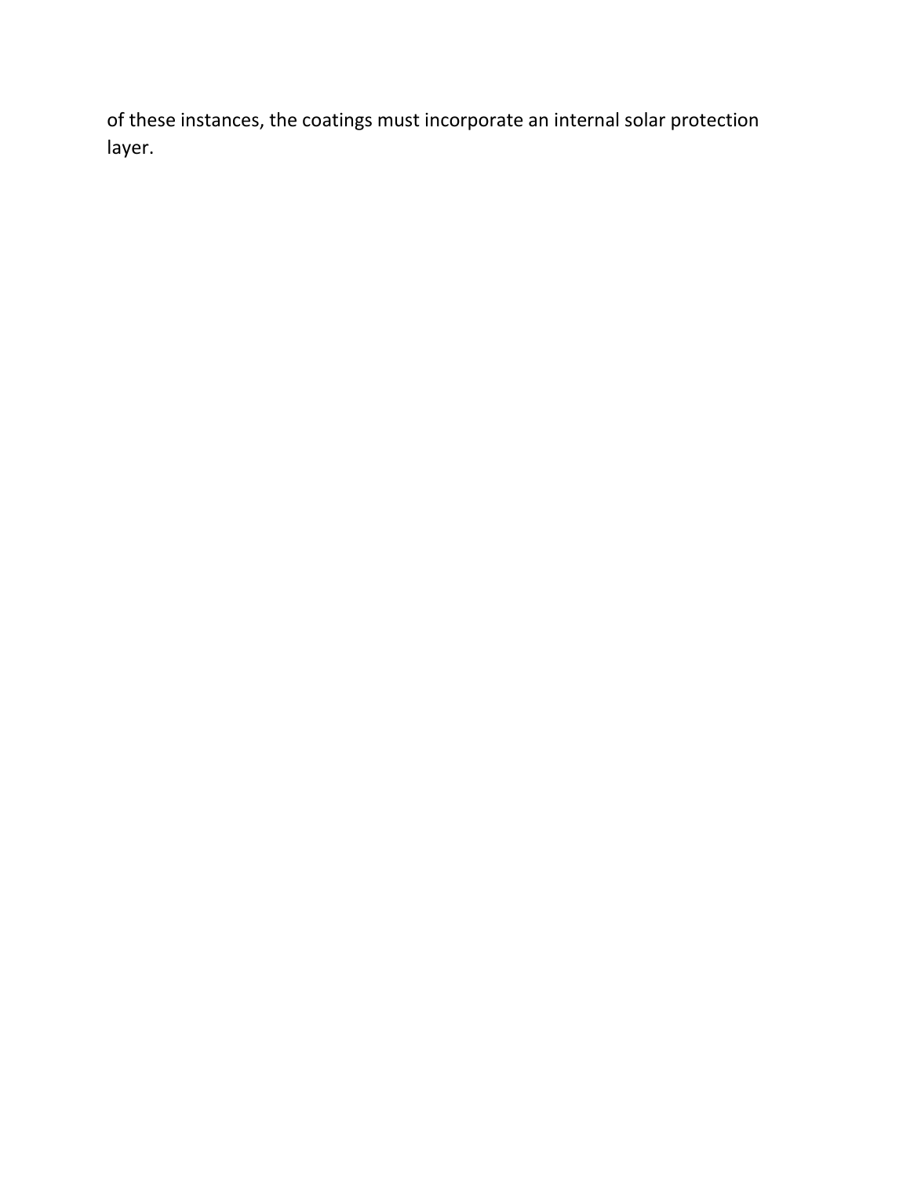of these instances, the coatings must incorporate an internal solar protection layer.